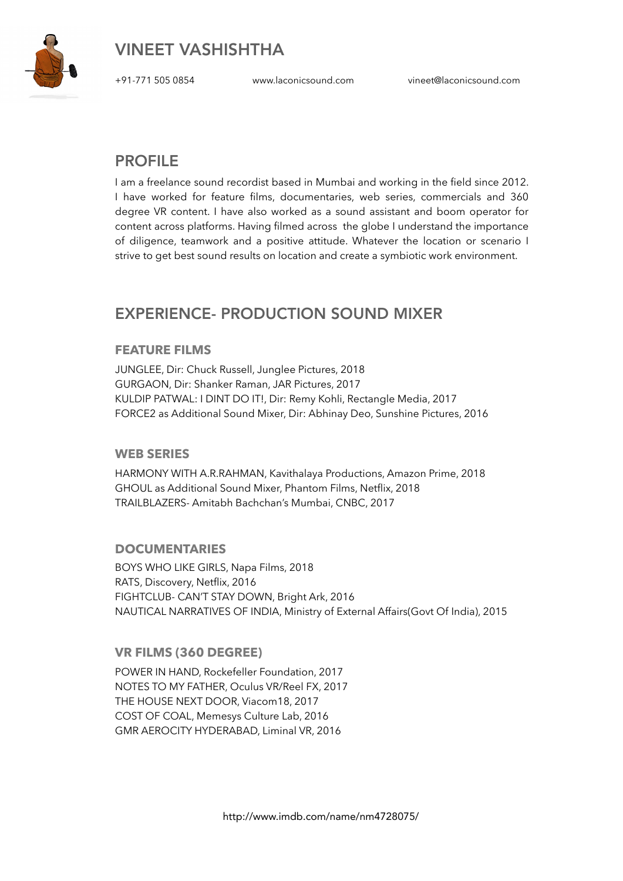# VINEET VASHISHTHA

+91-771 505 0854    www.laconicsound.com    vineet@laconicsound.com

## PROFILE

I am a freelance sound recordist based in Mumbai and working in the field since 2012. I have worked for feature films, documentaries, web series, commercials and 360 degree VR content. I have also worked as a sound assistant and boom operator for content across platforms. Having filmed across the globe I understand the importance of diligence, teamwork and a positive attitude. Whatever the location or scenario I strive to get best sound results on location and create a symbiotic work environment.

## EXPERIENCE- PRODUCTION SOUND MIXER

### FEATURE FILMS

JUNGLEE, Dir: Chuck Russell, Junglee Pictures, 2018
GURGAON, Dir: Shanker Raman, JAR Pictures, 2017
KULDIP PATWAL: I DINT DO IT!, Dir: Remy Kohli, Rectangle Media, 2017
FORCE2 as Additional Sound Mixer, Dir: Abhinay Deo, Sunshine Pictures, 2016

### WEB SERIES

HARMONY WITH A.R.RAHMAN, Kavithalaya Productions, Amazon Prime, 2018
GHOUL as Additional Sound Mixer, Phantom Films, Netflix, 2018
TRAILBLAZERS- Amitabh Bachchan's Mumbai, CNBC, 2017

### DOCUMENTARIES

BOYS WHO LIKE GIRLS, Napa Films, 2018
RATS, Discovery, Netflix, 2016
FIGHTCLUB- CAN'T STAY DOWN, Bright Ark, 2016
NAUTICAL NARRATIVES OF INDIA, Ministry of External Affairs(Govt Of India), 2015

### VR FILMS (360 DEGREE)

POWER IN HAND, Rockefeller Foundation, 2017
NOTES TO MY FATHER, Oculus VR/Reel FX, 2017
THE HOUSE NEXT DOOR, Viacom18, 2017
COST OF COAL, Memesys Culture Lab, 2016
GMR AEROCITY HYDERABAD, Liminal VR, 2016

http://www.imdb.com/name/nm4728075/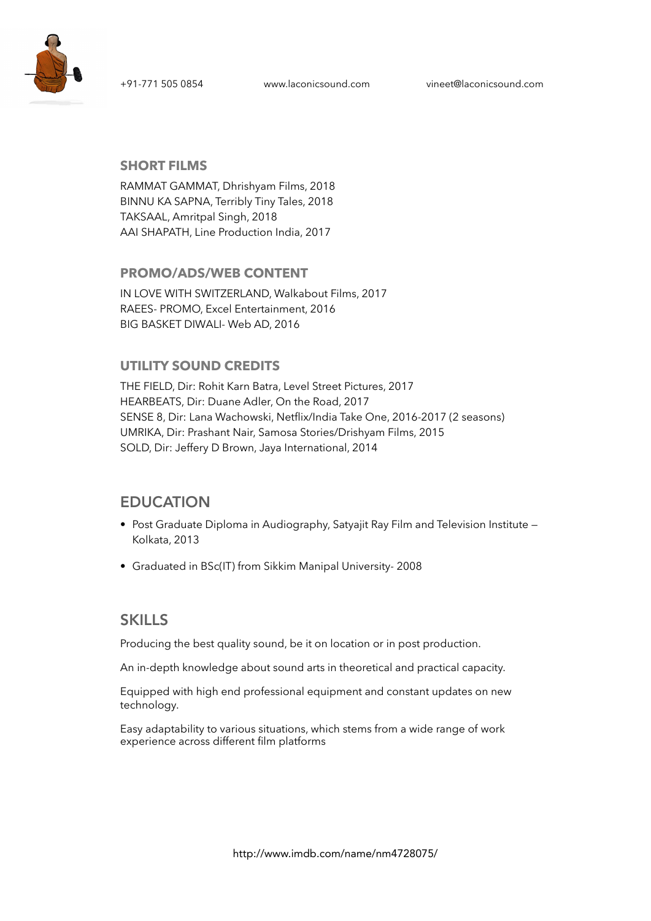+91-771 505 0854 www.laconicsound.com vineet@laconicsound.com

### SHORT FILMS

RAMMAT GAMMAT, Dhrishyam Films, 2018
BINNU KA SAPNA, Terribly Tiny Tales, 2018
TAKSAAL, Amritpal Singh, 2018
AAI SHAPATH, Line Production India, 2017

### PROMO/ADS/WEB CONTENT

IN LOVE WITH SWITZERLAND, Walkabout Films, 2017
RAEES- PROMO, Excel Entertainment, 2016
BIG BASKET DIWALI- Web AD, 2016

### UTILITY SOUND CREDITS

THE FIELD, Dir: Rohit Karn Batra, Level Street Pictures, 2017
HEARBEATS, Dir: Duane Adler, On the Road, 2017
SENSE 8, Dir: Lana Wachowski, Netflix/India Take One, 2016-2017 (2 seasons)
UMRIKA, Dir: Prashant Nair, Samosa Stories/Drishyam Films, 2015
SOLD, Dir: Jeffery D Brown, Jaya International, 2014

## EDUCATION

- Post Graduate Diploma in Audiography, Satyajit Ray Film and Television Institute — Kolkata, 2013
- Graduated in BSc(IT) from Sikkim Manipal University- 2008

## SKILLS

Producing the best quality sound, be it on location or in post production.

An in-depth knowledge about sound arts in theoretical and practical capacity.

Equipped with high end professional equipment and constant updates on new technology.

Easy adaptability to various situations, which stems from a wide range of work experience across different film platforms

http://www.imdb.com/name/nm4728075/